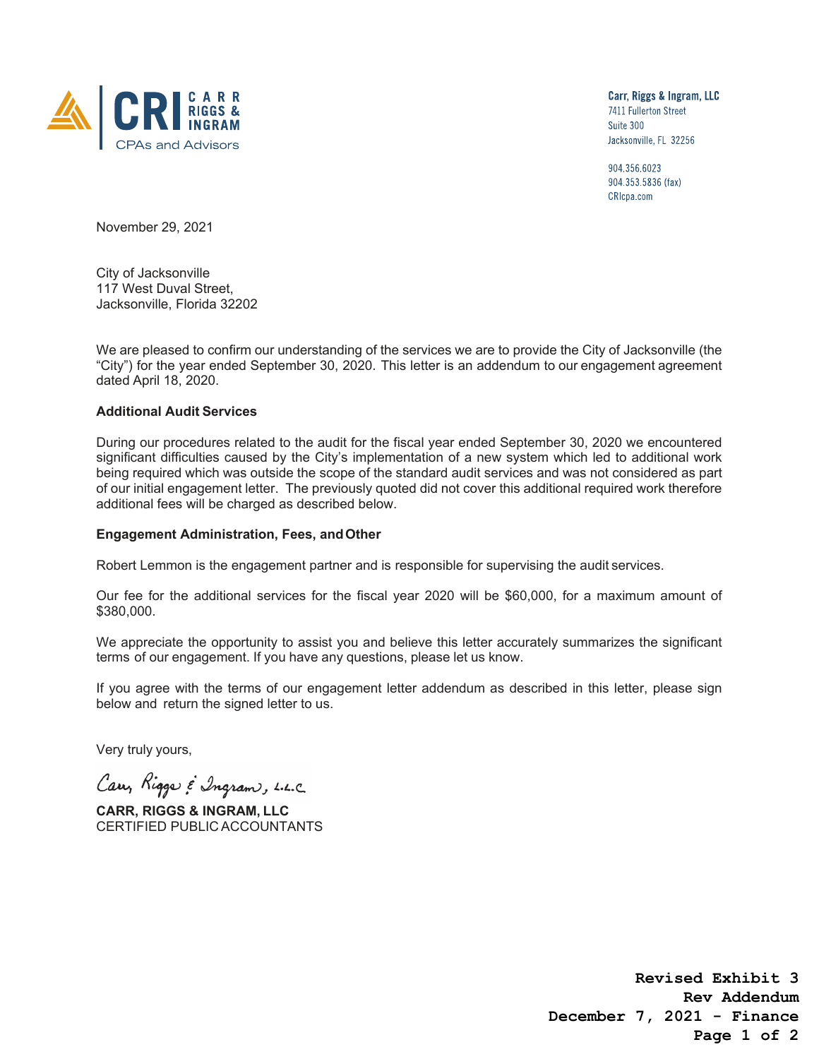**Carr, Riggs & Ingram, LLC**
7411 Fullerton Street
Suite 300
Jacksonville, FL 32256

904.356.6023
904.353.5836 (fax)
CRIcpa.com

November 29, 2021

City of Jacksonville
117 West Duval Street,
Jacksonville, Florida 32202

We are pleased to confirm our understanding of the services we are to provide the City of Jacksonville (the "City") for the year ended September 30, 2020. This letter is an addendum to our engagement agreement dated April 18, 2020.

**Additional Audit Services**

During our procedures related to the audit for the fiscal year ended September 30, 2020 we encountered significant difficulties caused by the City's implementation of a new system which led to additional work being required which was outside the scope of the standard audit services and was not considered as part of our initial engagement letter. The previously quoted did not cover this additional required work therefore additional fees will be charged as described below.

**Engagement Administration, Fees, and Other**

Robert Lemmon is the engagement partner and is responsible for supervising the audit services.

Our fee for the additional services for the fiscal year 2020 will be $60,000, for a maximum amount of $380,000.

We appreciate the opportunity to assist you and believe this letter accurately summarizes the significant terms of our engagement. If you have any questions, please let us know.

If you agree with the terms of our engagement letter addendum as described in this letter, please sign below and return the signed letter to us.

Very truly yours,

*Carr, Riggs & Ingram, L.L.C.*

**CARR, RIGGS & INGRAM, LLC**
CERTIFIED PUBLIC ACCOUNTANTS

**Revised Exhibit 3**
**Rev Addendum**
**December 7, 2021 - Finance**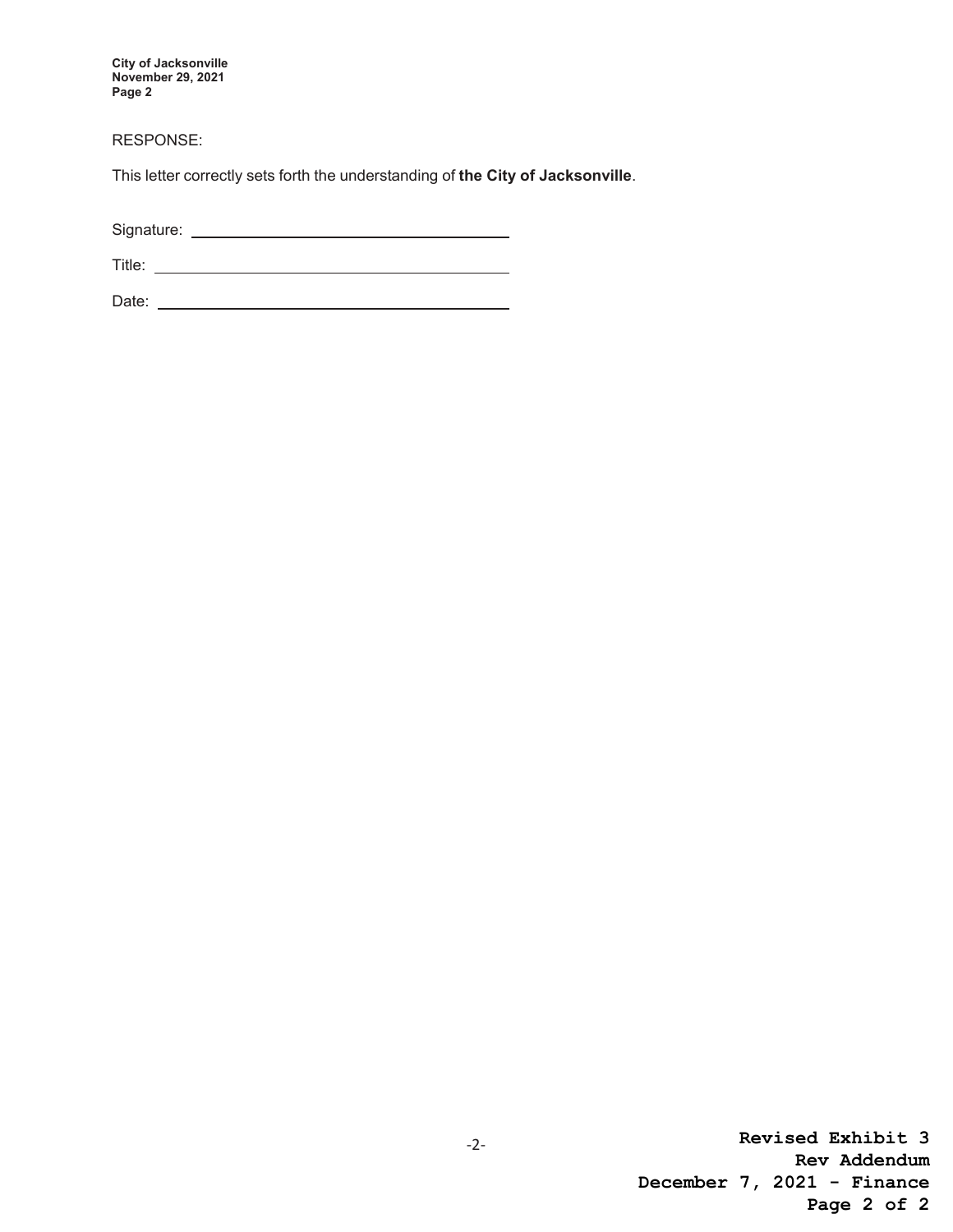RESPONSE:

This letter correctly sets forth the understanding of **the City of Jacksonville**.

Signature: ______________________________

Title: ______________________________

Date: ______________________________

**Revised Exhibit 3**
**Rev Addendum**
**December 7, 2021 - Finance**